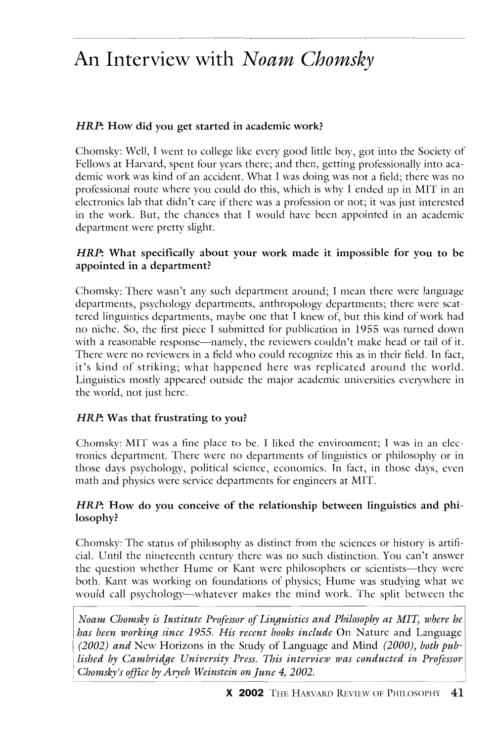# An Interview with *Noam Chomsky*

***HRP*: How did you get started in academic work?**

Chomsky: Well, I went to college like every good little boy, got into the Society of Fellows at Harvard, spent four years there; and then, getting professionally into academic work was kind of an accident. What I was doing was not a field; there was no professional route where you could do this, which is why I ended up in MIT in an electronics lab that didn't care if there was a profession or not; it was just interested in the work. But, the chances that I would have been appointed in an academic department were pretty slight.

***HRP*: What specifically about your work made it impossible for you to be appointed in a department?**

Chomsky: There wasn't any such department around; I mean there were language departments, psychology departments, anthropology departments; there were scattered linguistics departments, maybe one that I knew of, but this kind of work had no niche. So, the first piece I submitted for publication in 1955 was turned down with a reasonable response—namely, the reviewers couldn't make head or tail of it. There were no reviewers in a field who could recognize this as in their field. In fact, it's kind of striking; what happened here was replicated around the world. Linguistics mostly appeared outside the major academic universities everywhere in the world, not just here.

***HRP*: Was that frustrating to you?**

Chomsky: MIT was a fine place to be. I liked the environment; I was in an electronics department. There were no departments of linguistics or philosophy or in those days psychology, political science, economics. In fact, in those days, even math and physics were service departments for engineers at MIT.

***HRP*: How do you conceive of the relationship between linguistics and philosophy?**

Chomsky: The status of philosophy as distinct from the sciences or history is artificial. Until the nineteenth century there was no such distinction. You can't answer the question whether Hume or Kant were philosophers or scientists—they were both. Kant was working on foundations of physics; Hume was studying what we would call psychology—whatever makes the mind work. The split between the

*Noam Chomsky is Institute Professor of Linguistics and Philosophy at MIT, where he has been working since 1955. His recent books include* On Nature and Language *(2002) and* New Horizons in the Study of Language and Mind *(2000), both published by Cambridge University Press. This interview was conducted in Professor Chomsky's office by Aryeh Weinstein on June 4, 2002.*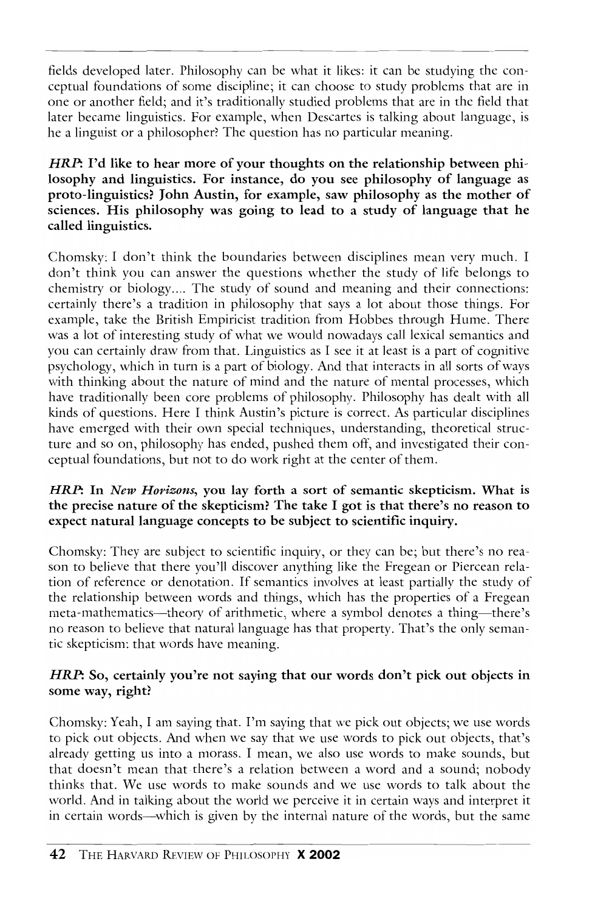fields developed later. Philosophy can be what it likes: it can be studying the conceptual foundations of some discipline; it can choose to study problems that are in one or another field; and it's traditionally studied problems that are in the field that later became linguistics. For example, when Descartes is talking about language, is he a linguist or a philosopher? The question has no particular meaning.

***HRP*: I'd like to hear more of your thoughts on the relationship between philosophy and linguistics. For instance, do you see philosophy of language as proto-linguistics? John Austin, for example, saw philosophy as the mother of sciences. His philosophy was going to lead to a study of language that he called linguistics.**

Chomsky: I don't think the boundaries between disciplines mean very much. I don't think you can answer the questions whether the study of life belongs to chemistry or biology.... The study of sound and meaning and their connections: certainly there's a tradition in philosophy that says a lot about those things. For example, take the British Empiricist tradition from Hobbes through Hume. There was a lot of interesting study of what we would nowadays call lexical semantics and you can certainly draw from that. Linguistics as I see it at least is a part of cognitive psychology, which in turn is a part of biology. And that interacts in all sorts of ways with thinking about the nature of mind and the nature of mental processes, which have traditionally been core problems of philosophy. Philosophy has dealt with all kinds of questions. Here I think Austin's picture is correct. As particular disciplines have emerged with their own special techniques, understanding, theoretical structure and so on, philosophy has ended, pushed them off, and investigated their conceptual foundations, but not to do work right at the center of them.

***HRP*: In *New Horizons*, you lay forth a sort of semantic skepticism. What is the precise nature of the skepticism? The take I got is that there's no reason to expect natural language concepts to be subject to scientific inquiry.**

Chomsky: They are subject to scientific inquiry, or they can be; but there's no reason to believe that there you'll discover anything like the Fregean or Piercean relation of reference or denotation. If semantics involves at least partially the study of the relationship between words and things, which has the properties of a Fregean meta-mathematics—theory of arithmetic, where a symbol denotes a thing—there's no reason to believe that natural language has that property. That's the only semantic skepticism: that words have meaning.

***HRP*: So, certainly you're not saying that our words don't pick out objects in some way, right?**

Chomsky: Yeah, I am saying that. I'm saying that we pick out objects; we use words to pick out objects. And when we say that we use words to pick out objects, that's already getting us into a morass. I mean, we also use words to make sounds, but that doesn't mean that there's a relation between a word and a sound; nobody thinks that. We use words to make sounds and we use words to talk about the world. And in talking about the world we perceive it in certain ways and interpret it in certain words—which is given by the internal nature of the words, but the same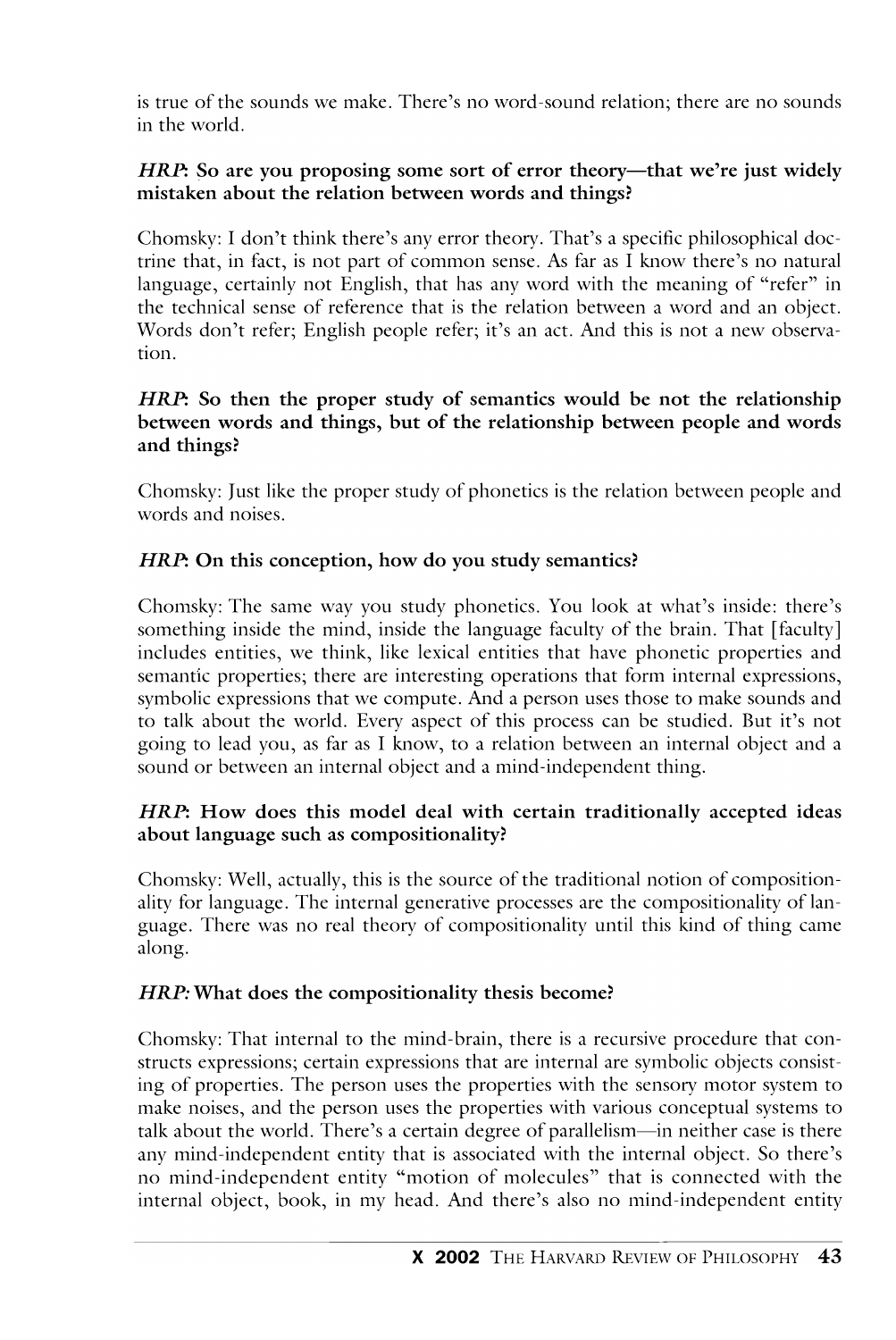is true of the sounds we make. There's no word-sound relation; there are no sounds in the world.

***HRP*: So are you proposing some sort of error theory—that we're just widely mistaken about the relation between words and things?**

Chomsky: I don't think there's any error theory. That's a specific philosophical doctrine that, in fact, is not part of common sense. As far as I know there's no natural language, certainly not English, that has any word with the meaning of "refer" in the technical sense of reference that is the relation between a word and an object. Words don't refer; English people refer; it's an act. And this is not a new observation.

***HRP*: So then the proper study of semantics would be not the relationship between words and things, but of the relationship between people and words and things?**

Chomsky: Just like the proper study of phonetics is the relation between people and words and noises.

***HRP*: On this conception, how do you study semantics?**

Chomsky: The same way you study phonetics. You look at what's inside: there's something inside the mind, inside the language faculty of the brain. That [faculty] includes entities, we think, like lexical entities that have phonetic properties and semantic properties; there are interesting operations that form internal expressions, symbolic expressions that we compute. And a person uses those to make sounds and to talk about the world. Every aspect of this process can be studied. But it's not going to lead you, as far as I know, to a relation between an internal object and a sound or between an internal object and a mind-independent thing.

***HRP*: How does this model deal with certain traditionally accepted ideas about language such as compositionality?**

Chomsky: Well, actually, this is the source of the traditional notion of compositionality for language. The internal generative processes are the compositionality of language. There was no real theory of compositionality until this kind of thing came along.

***HRP*: What does the compositionality thesis become?**

Chomsky: That internal to the mind-brain, there is a recursive procedure that constructs expressions; certain expressions that are internal are symbolic objects consisting of properties. The person uses the properties with the sensory motor system to make noises, and the person uses the properties with various conceptual systems to talk about the world. There's a certain degree of parallelism—in neither case is there any mind-independent entity that is associated with the internal object. So there's no mind-independent entity "motion of molecules" that is connected with the internal object, book, in my head. And there's also no mind-independent entity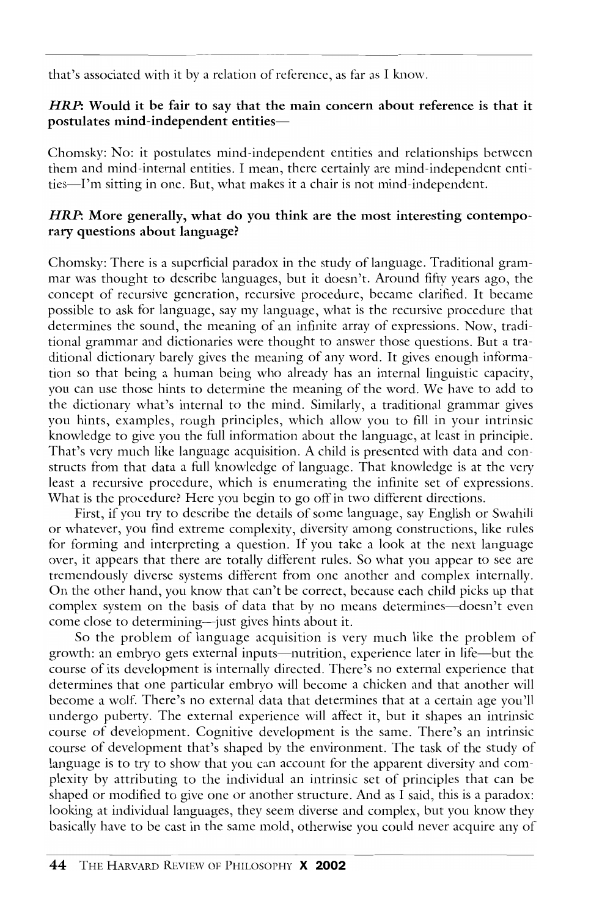that's associated with it by a relation of reference, as far as I know.

***HRP*: Would it be fair to say that the main concern about reference is that it postulates mind-independent entities—**

Chomsky: No: it postulates mind-independent entities and relationships between them and mind-internal entities. I mean, there certainly are mind-independent entities—I'm sitting in one. But, what makes it a chair is not mind-independent.

***HRP*: More generally, what do you think are the most interesting contemporary questions about language?**

Chomsky: There is a superficial paradox in the study of language. Traditional grammar was thought to describe languages, but it doesn't. Around fifty years ago, the concept of recursive generation, recursive procedure, became clarified. It became possible to ask for language, say my language, what is the recursive procedure that determines the sound, the meaning of an infinite array of expressions. Now, traditional grammar and dictionaries were thought to answer those questions. But a traditional dictionary barely gives the meaning of any word. It gives enough information so that being a human being who already has an internal linguistic capacity, you can use those hints to determine the meaning of the word. We have to add to the dictionary what's internal to the mind. Similarly, a traditional grammar gives you hints, examples, rough principles, which allow you to fill in your intrinsic knowledge to give you the full information about the language, at least in principle. That's very much like language acquisition. A child is presented with data and constructs from that data a full knowledge of language. That knowledge is at the very least a recursive procedure, which is enumerating the infinite set of expressions. What is the procedure? Here you begin to go off in two different directions.

First, if you try to describe the details of some language, say English or Swahili or whatever, you find extreme complexity, diversity among constructions, like rules for forming and interpreting a question. If you take a look at the next language over, it appears that there are totally different rules. So what you appear to see are tremendously diverse systems different from one another and complex internally. On the other hand, you know that can't be correct, because each child picks up that complex system on the basis of data that by no means determines—doesn't even come close to determining—just gives hints about it.

So the problem of language acquisition is very much like the problem of growth: an embryo gets external inputs—nutrition, experience later in life—but the course of its development is internally directed. There's no external experience that determines that one particular embryo will become a chicken and that another will become a wolf. There's no external data that determines that at a certain age you'll undergo puberty. The external experience will affect it, but it shapes an intrinsic course of development. Cognitive development is the same. There's an intrinsic course of development that's shaped by the environment. The task of the study of language is to try to show that you can account for the apparent diversity and complexity by attributing to the individual an intrinsic set of principles that can be shaped or modified to give one or another structure. And as I said, this is a paradox: looking at individual languages, they seem diverse and complex, but you know they basically have to be cast in the same mold, otherwise you could never acquire any of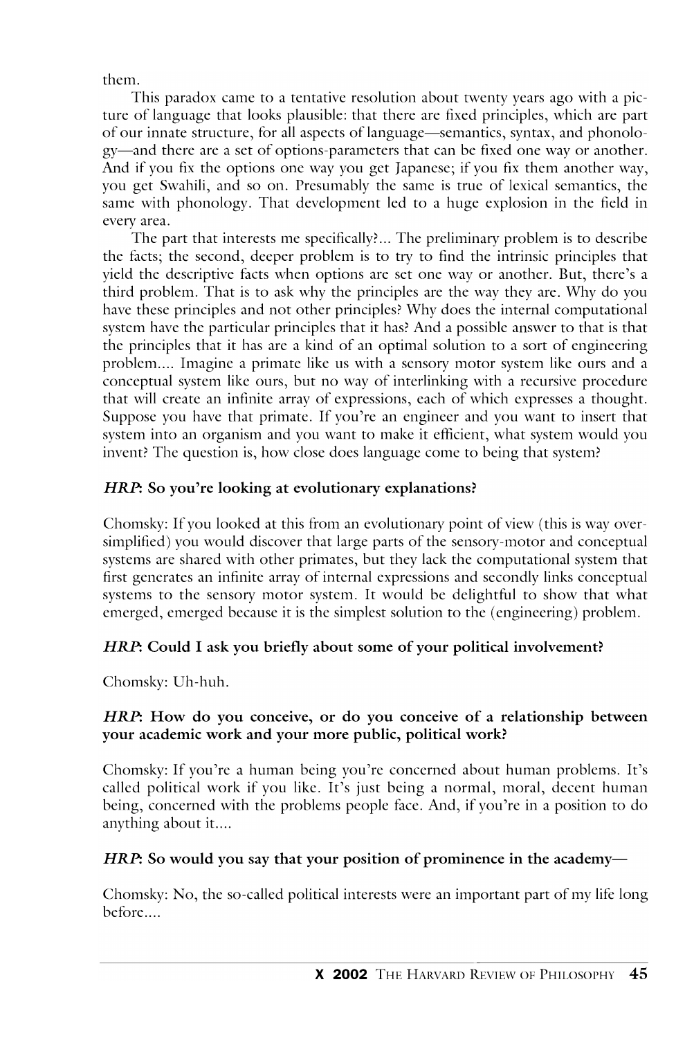them.

This paradox came to a tentative resolution about twenty years ago with a picture of language that looks plausible: that there are fixed principles, which are part of our innate structure, for all aspects of language—semantics, syntax, and phonology—and there are a set of options-parameters that can be fixed one way or another. And if you fix the options one way you get Japanese; if you fix them another way, you get Swahili, and so on. Presumably the same is true of lexical semantics, the same with phonology. That development led to a huge explosion in the field in every area.

The part that interests me specifically?... The preliminary problem is to describe the facts; the second, deeper problem is to try to find the intrinsic principles that yield the descriptive facts when options are set one way or another. But, there's a third problem. That is to ask why the principles are the way they are. Why do you have these principles and not other principles? Why does the internal computational system have the particular principles that it has? And a possible answer to that is that the principles that it has are a kind of an optimal solution to a sort of engineering problem.... Imagine a primate like us with a sensory motor system like ours and a conceptual system like ours, but no way of interlinking with a recursive procedure that will create an infinite array of expressions, each of which expresses a thought. Suppose you have that primate. If you're an engineer and you want to insert that system into an organism and you want to make it efficient, what system would you invent? The question is, how close does language come to being that system?

**_HRP_: So you're looking at evolutionary explanations?**

Chomsky: If you looked at this from an evolutionary point of view (this is way oversimplified) you would discover that large parts of the sensory-motor and conceptual systems are shared with other primates, but they lack the computational system that first generates an infinite array of internal expressions and secondly links conceptual systems to the sensory motor system. It would be delightful to show that what emerged, emerged because it is the simplest solution to the (engineering) problem.

**_HRP_: Could I ask you briefly about some of your political involvement?**

Chomsky: Uh-huh.

**_HRP_: How do you conceive, or do you conceive of a relationship between your academic work and your more public, political work?**

Chomsky: If you're a human being you're concerned about human problems. It's called political work if you like. It's just being a normal, moral, decent human being, concerned with the problems people face. And, if you're in a position to do anything about it....

**_HRP_: So would you say that your position of prominence in the academy—**

Chomsky: No, the so-called political interests were an important part of my life long before....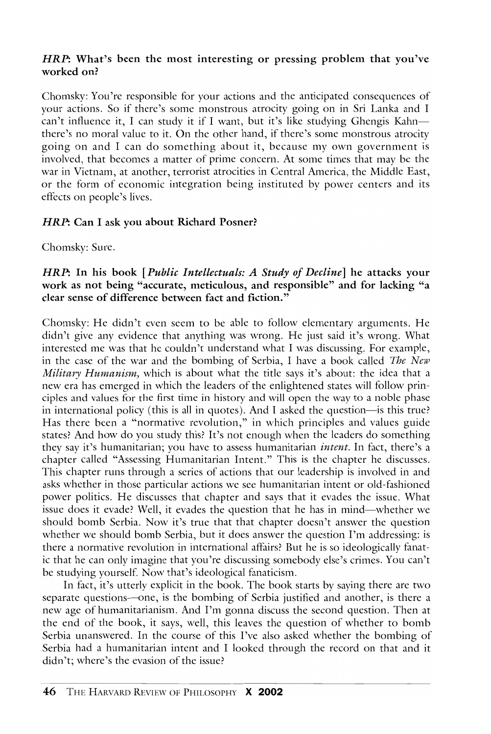**HRP: What's been the most interesting or pressing problem that you've worked on?**

Chomsky: You're responsible for your actions and the anticipated consequences of your actions. So if there's some monstrous atrocity going on in Sri Lanka and I can't influence it, I can study it if I want, but it's like studying Ghengis Kahn—there's no moral value to it. On the other hand, if there's some monstrous atrocity going on and I can do something about it, because my own government is involved, that becomes a matter of prime concern. At some times that may be the war in Vietnam, at another, terrorist atrocities in Central America, the Middle East, or the form of economic integration being instituted by power centers and its effects on people's lives.

**HRP: Can I ask you about Richard Posner?**

Chomsky: Sure.

**HRP: In his book [*Public Intellectuals: A Study of Decline*] he attacks your work as not being "accurate, meticulous, and responsible" and for lacking "a clear sense of difference between fact and fiction."**

Chomsky: He didn't even seem to be able to follow elementary arguments. He didn't give any evidence that anything was wrong. He just said it's wrong. What interested me was that he couldn't understand what I was discussing. For example, in the case of the war and the bombing of Serbia, I have a book called *The New Military Humanism*, which is about what the title says it's about: the idea that a new era has emerged in which the leaders of the enlightened states will follow principles and values for the first time in history and will open the way to a noble phase in international policy (this is all in quotes). And I asked the question—is this true? Has there been a "normative revolution," in which principles and values guide states? And how do you study this? It's not enough when the leaders do something they say it's humanitarian; you have to assess humanitarian *intent*. In fact, there's a chapter called "Assessing Humanitarian Intent." This is the chapter he discusses. This chapter runs through a series of actions that our leadership is involved in and asks whether in those particular actions we see humanitarian intent or old-fashioned power politics. He discusses that chapter and says that it evades the issue. What issue does it evade? Well, it evades the question that he has in mind—whether we should bomb Serbia. Now it's true that that chapter doesn't answer the question whether we should bomb Serbia, but it does answer the question I'm addressing: is there a normative revolution in international affairs? But he is so ideologically fanatic that he can only imagine that you're discussing somebody else's crimes. You can't be studying yourself. Now that's ideological fanaticism.

In fact, it's utterly explicit in the book. The book starts by saying there are two separate questions—one, is the bombing of Serbia justified and another, is there a new age of humanitarianism. And I'm gonna discuss the second question. Then at the end of the book, it says, well, this leaves the question of whether to bomb Serbia unanswered. In the course of this I've also asked whether the bombing of Serbia had a humanitarian intent and I looked through the record on that and it didn't; where's the evasion of the issue?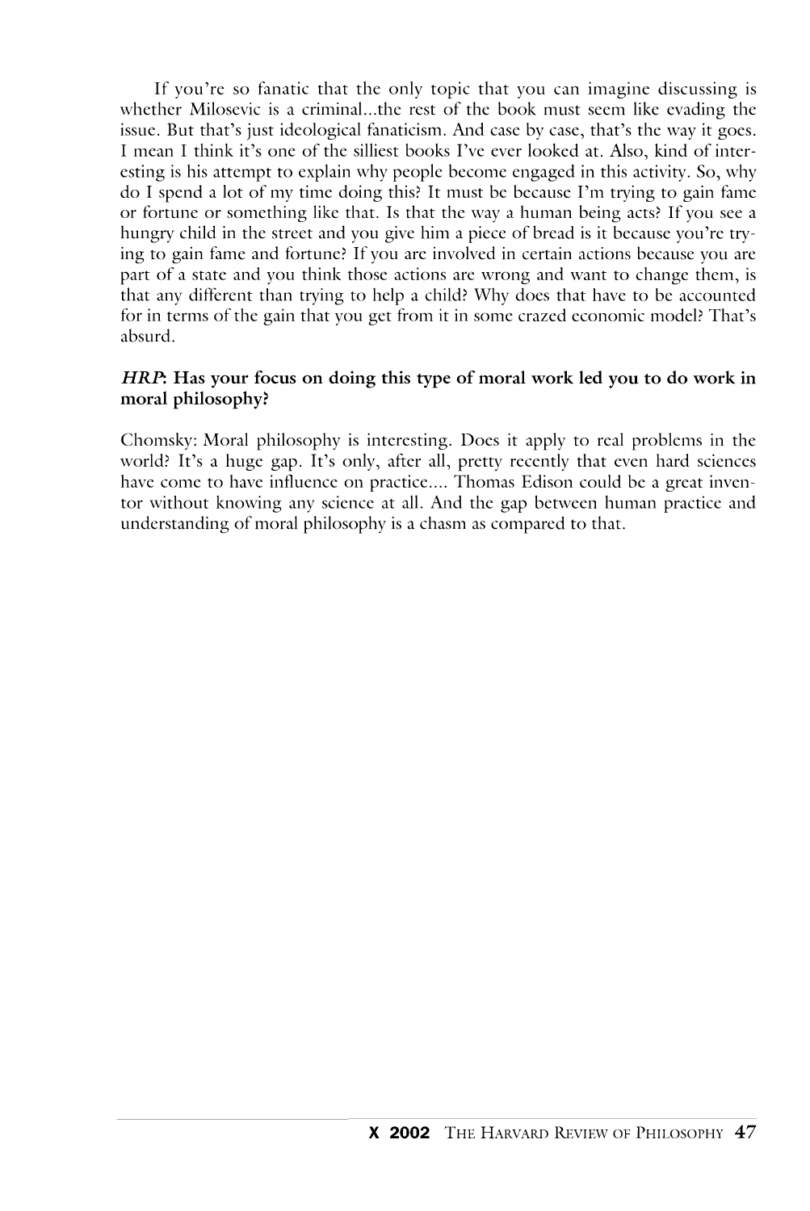If you're so fanatic that the only topic that you can imagine discussing is whether Milosevic is a criminal...the rest of the book must seem like evading the issue. But that's just ideological fanaticism. And case by case, that's the way it goes. I mean I think it's one of the silliest books I've ever looked at. Also, kind of interesting is his attempt to explain why people become engaged in this activity. So, why do I spend a lot of my time doing this? It must be because I'm trying to gain fame or fortune or something like that. Is that the way a human being acts? If you see a hungry child in the street and you give him a piece of bread is it because you're trying to gain fame and fortune? If you are involved in certain actions because you are part of a state and you think those actions are wrong and want to change them, is that any different than trying to help a child? Why does that have to be accounted for in terms of the gain that you get from it in some crazed economic model? That's absurd.

***HRP*: Has your focus on doing this type of moral work led you to do work in moral philosophy?**

Chomsky: Moral philosophy is interesting. Does it apply to real problems in the world? It's a huge gap. It's only, after all, pretty recently that even hard sciences have come to have influence on practice.... Thomas Edison could be a great inventor without knowing any science at all. And the gap between human practice and understanding of moral philosophy is a chasm as compared to that.